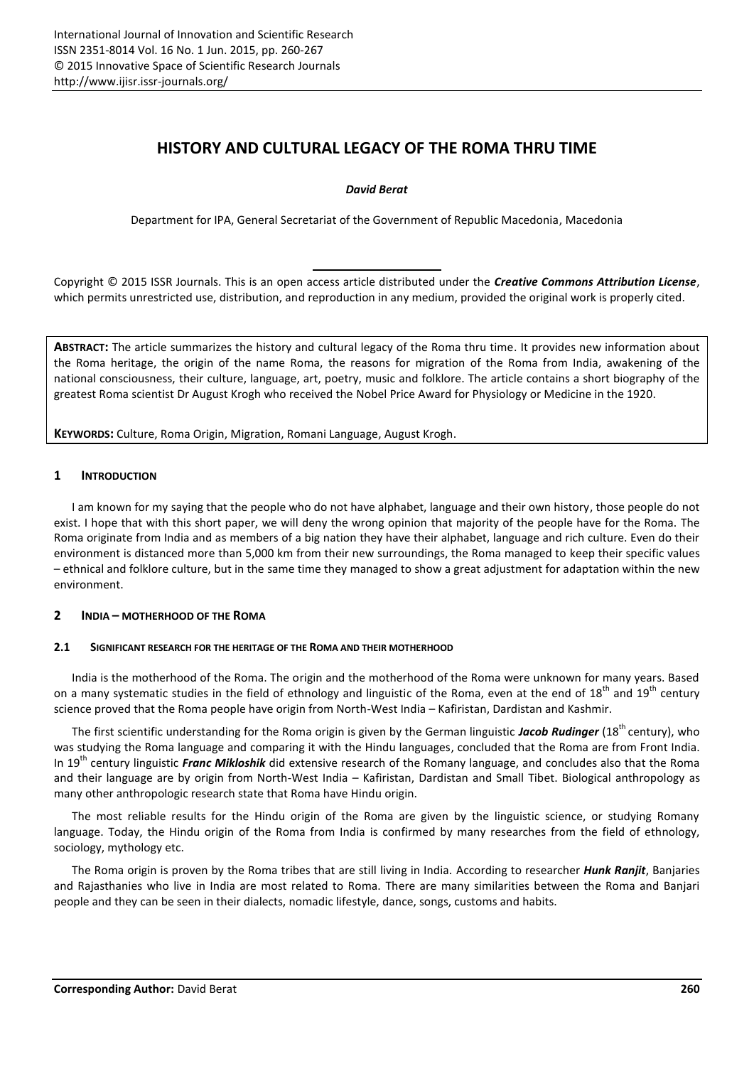# HISTORY AND CULTURAL LEGACY OF THE ROMA THRU TIME

***David Berat***

Department for IPA, General Secretariat of the Government of Republic Macedonia, Macedonia

Copyright © 2015 ISSR Journals. This is an open access article distributed under the ***Creative Commons Attribution License***, which permits unrestricted use, distribution, and reproduction in any medium, provided the original work is properly cited.

**ABSTRACT:** The article summarizes the history and cultural legacy of the Roma thru time. It provides new information about the Roma heritage, the origin of the name Roma, the reasons for migration of the Roma from India, awakening of the national consciousness, their culture, language, art, poetry, music and folklore. The article contains a short biography of the greatest Roma scientist Dr August Krogh who received the Nobel Price Award for Physiology or Medicine in the 1920.

**KEYWORDS:** Culture, Roma Origin, Migration, Romani Language, August Krogh.

## 1 INTRODUCTION

I am known for my saying that the people who do not have alphabet, language and their own history, those people do not exist. I hope that with this short paper, we will deny the wrong opinion that majority of the people have for the Roma. The Roma originate from India and as members of a big nation they have their alphabet, language and rich culture. Even do their environment is distanced more than 5,000 km from their new surroundings, the Roma managed to keep their specific values – ethnical and folklore culture, but in the same time they managed to show a great adjustment for adaptation within the new environment.

## 2 INDIA – MOTHERHOOD OF THE ROMA

### 2.1 SIGNIFICANT RESEARCH FOR THE HERITAGE OF THE ROMA AND THEIR MOTHERHOOD

India is the motherhood of the Roma. The origin and the motherhood of the Roma were unknown for many years. Based on a many systematic studies in the field of ethnology and linguistic of the Roma, even at the end of 18th and 19th century science proved that the Roma people have origin from North-West India – Kafiristan, Dardistan and Kashmir.

The first scientific understanding for the Roma origin is given by the German linguistic ***Jacob Rudinger*** (18th century), who was studying the Roma language and comparing it with the Hindu languages, concluded that the Roma are from Front India. In 19th century linguistic ***Franc Mikloshik*** did extensive research of the Romany language, and concludes also that the Roma and their language are by origin from North-West India – Kafiristan, Dardistan and Small Tibet. Biological anthropology as many other anthropologic research state that Roma have Hindu origin.

The most reliable results for the Hindu origin of the Roma are given by the linguistic science, or studying Romany language. Today, the Hindu origin of the Roma from India is confirmed by many researches from the field of ethnology, sociology, mythology etc.

The Roma origin is proven by the Roma tribes that are still living in India. According to researcher ***Hunk Ranjit***, Banjaries and Rajasthanies who live in India are most related to Roma. There are many similarities between the Roma and Banjari people and they can be seen in their dialects, nomadic lifestyle, dance, songs, customs and habits.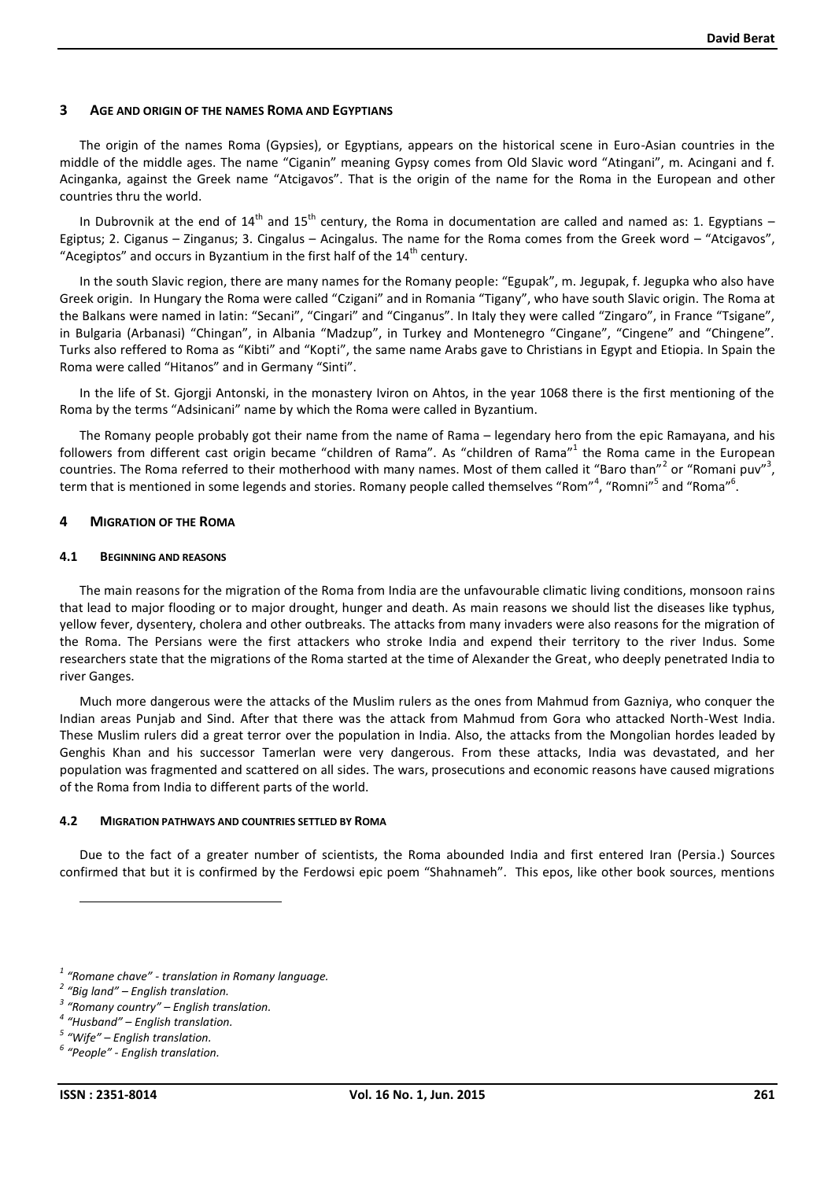## 3 AGE AND ORIGIN OF THE NAMES ROMA AND EGYPTIANS

The origin of the names Roma (Gypsies), or Egyptians, appears on the historical scene in Euro-Asian countries in the middle of the middle ages. The name "Ciganin" meaning Gypsy comes from Old Slavic word "Atingani", m. Acingani and f. Acinganka, against the Greek name "Atcigavos". That is the origin of the name for the Roma in the European and other countries thru the world.

In Dubrovnik at the end of 14th and 15th century, the Roma in documentation are called and named as: 1. Egyptians – Egiptus; 2. Ciganus – Zinganus; 3. Cingalus – Acingalus. The name for the Roma comes from the Greek word – "Atcigavos", "Acegiptos" and occurs in Byzantium in the first half of the 14th century.

In the south Slavic region, there are many names for the Romany people: "Egupak", m. Jegupak, f. Jegupka who also have Greek origin. In Hungary the Roma were called "Czigani" and in Romania "Tigany", who have south Slavic origin. The Roma at the Balkans were named in latin: "Secani", "Cingari" and "Cinganus". In Italy they were called "Zingaro", in France "Tsigane", in Bulgaria (Arbanasi) "Chingan", in Albania "Madzup", in Turkey and Montenegro "Cingane", "Cingene" and "Chingene". Turks also reffered to Roma as "Kibti" and "Kopti", the same name Arabs gave to Christians in Egypt and Etiopia. In Spain the Roma were called "Hitanos" and in Germany "Sinti".

In the life of St. Gjorgji Antonski, in the monastery Iviron on Ahtos, in the year 1068 there is the first mentioning of the Roma by the terms "Adsinicani" name by which the Roma were called in Byzantium.

The Romany people probably got their name from the name of Rama – legendary hero from the epic Ramayana, and his followers from different cast origin became "children of Rama". As "children of Rama"[1] the Roma came in the European countries. The Roma referred to their motherhood with many names. Most of them called it "Baro than"[2] or "Romani puv"[3], term that is mentioned in some legends and stories. Romany people called themselves "Rom"[4], "Romni"[5] and "Roma"[6].

## 4 MIGRATION OF THE ROMA

### 4.1 BEGINNING AND REASONS

The main reasons for the migration of the Roma from India are the unfavourable climatic living conditions, monsoon rains that lead to major flooding or to major drought, hunger and death. As main reasons we should list the diseases like typhus, yellow fever, dysentery, cholera and other outbreaks. The attacks from many invaders were also reasons for the migration of the Roma. The Persians were the first attackers who stroke India and expend their territory to the river Indus. Some researchers state that the migrations of the Roma started at the time of Alexander the Great, who deeply penetrated India to river Ganges.

Much more dangerous were the attacks of the Muslim rulers as the ones from Mahmud from Gazniya, who conquer the Indian areas Punjab and Sind. After that there was the attack from Mahmud from Gora who attacked North-West India. These Muslim rulers did a great terror over the population in India. Also, the attacks from the Mongolian hordes leaded by Genghis Khan and his successor Tamerlan were very dangerous. From these attacks, India was devastated, and her population was fragmented and scattered on all sides. The wars, prosecutions and economic reasons have caused migrations of the Roma from India to different parts of the world.

### 4.2 MIGRATION PATHWAYS AND COUNTRIES SETTLED BY ROMA

Due to the fact of a greater number of scientists, the Roma abounded India and first entered Iran (Persia.) Sources confirmed that but it is confirmed by the Ferdowsi epic poem "Shahnameh". This epos, like other book sources, mentions

---

[1] *"Romane chave" - translation in Romany language.*

[2] *"Big land" – English translation.*

[3] *"Romany country" – English translation.*

[4] *"Husband" – English translation.*

[5] *"Wife" – English translation.*

[6] *"People" - English translation.*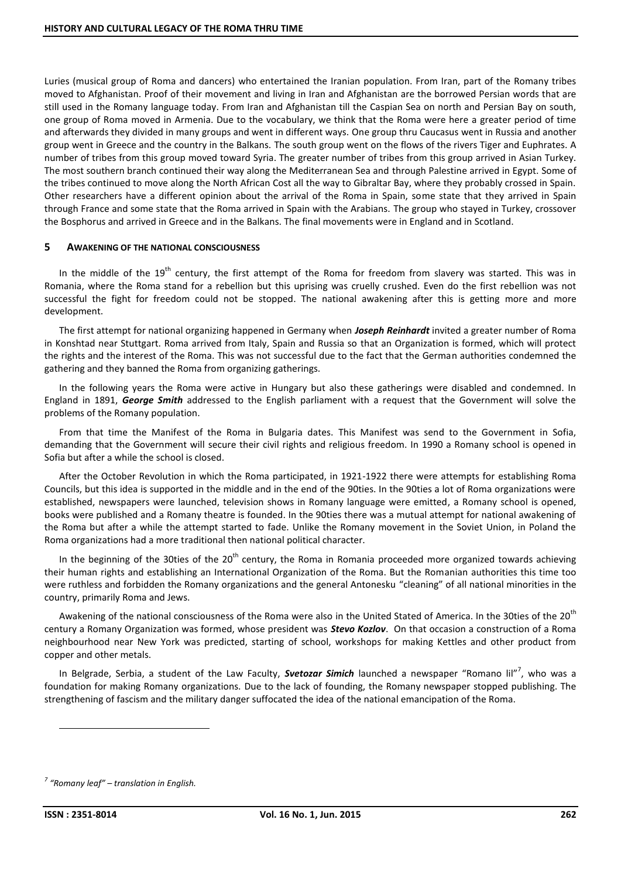Luries (musical group of Roma and dancers) who entertained the Iranian population. From Iran, part of the Romany tribes moved to Afghanistan. Proof of their movement and living in Iran and Afghanistan are the borrowed Persian words that are still used in the Romany language today. From Iran and Afghanistan till the Caspian Sea on north and Persian Bay on south, one group of Roma moved in Armenia. Due to the vocabulary, we think that the Roma were here a greater period of time and afterwards they divided in many groups and went in different ways. One group thru Caucasus went in Russia and another group went in Greece and the country in the Balkans. The south group went on the flows of the rivers Tiger and Euphrates. A number of tribes from this group moved toward Syria. The greater number of tribes from this group arrived in Asian Turkey. The most southern branch continued their way along the Mediterranean Sea and through Palestine arrived in Egypt. Some of the tribes continued to move along the North African Cost all the way to Gibraltar Bay, where they probably crossed in Spain. Other researchers have a different opinion about the arrival of the Roma in Spain, some state that they arrived in Spain through France and some state that the Roma arrived in Spain with the Arabians. The group who stayed in Turkey, crossover the Bosphorus and arrived in Greece and in the Balkans. The final movements were in England and in Scotland.

## 5 AWAKENING OF THE NATIONAL CONSCIOUSNESS

In the middle of the 19th century, the first attempt of the Roma for freedom from slavery was started. This was in Romania, where the Roma stand for a rebellion but this uprising was cruelly crushed. Even do the first rebellion was not successful the fight for freedom could not be stopped. The national awakening after this is getting more and more development.

The first attempt for national organizing happened in Germany when ***Joseph Reinhardt*** invited a greater number of Roma in Konshtad near Stuttgart. Roma arrived from Italy, Spain and Russia so that an Organization is formed, which will protect the rights and the interest of the Roma. This was not successful due to the fact that the German authorities condemned the gathering and they banned the Roma from organizing gatherings.

In the following years the Roma were active in Hungary but also these gatherings were disabled and condemned. In England in 1891, ***George Smith*** addressed to the English parliament with a request that the Government will solve the problems of the Romany population.

From that time the Manifest of the Roma in Bulgaria dates. This Manifest was send to the Government in Sofia, demanding that the Government will secure their civil rights and religious freedom. In 1990 a Romany school is opened in Sofia but after a while the school is closed.

After the October Revolution in which the Roma participated, in 1921-1922 there were attempts for establishing Roma Councils, but this idea is supported in the middle and in the end of the 90ties. In the 90ties a lot of Roma organizations were established, newspapers were launched, television shows in Romany language were emitted, a Romany school is opened, books were published and a Romany theatre is founded. In the 90ties there was a mutual attempt for national awakening of the Roma but after a while the attempt started to fade. Unlike the Romany movement in the Soviet Union, in Poland the Roma organizations had a more traditional then national political character.

In the beginning of the 30ties of the 20th century, the Roma in Romania proceeded more organized towards achieving their human rights and establishing an International Organization of the Roma. But the Romanian authorities this time too were ruthless and forbidden the Romany organizations and the general Antonesku "cleaning" of all national minorities in the country, primarily Roma and Jews.

Awakening of the national consciousness of the Roma were also in the United Stated of America. In the 30ties of the 20th century a Romany Organization was formed, whose president was ***Stevo Kozlov***. On that occasion a construction of a Roma neighbourhood near New York was predicted, starting of school, workshops for making Kettles and other product from copper and other metals.

In Belgrade, Serbia, a student of the Law Faculty, ***Svetozar Simich*** launched a newspaper "Romano lil"[7], who was a foundation for making Romany organizations. Due to the lack of founding, the Romany newspaper stopped publishing. The strengthening of fascism and the military danger suffocated the idea of the national emancipation of the Roma.

---

*[7] "Romany leaf" – translation in English.*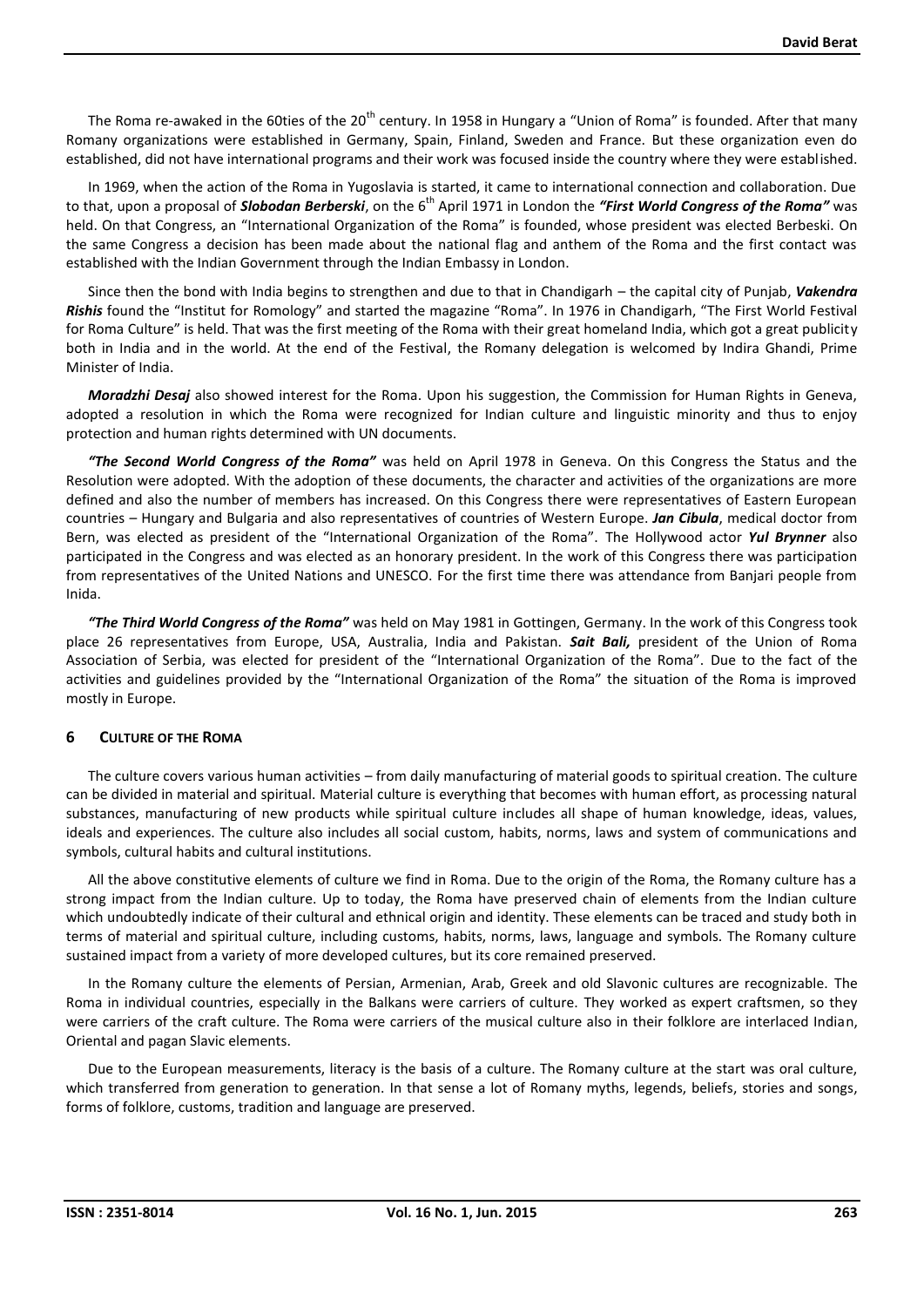The Roma re-awaked in the 60ties of the 20th century. In 1958 in Hungary a "Union of Roma" is founded. After that many Romany organizations were established in Germany, Spain, Finland, Sweden and France. But these organization even do established, did not have international programs and their work was focused inside the country where they were established.

In 1969, when the action of the Roma in Yugoslavia is started, it came to international connection and collaboration. Due to that, upon a proposal of ***Slobodan Berberski***, on the 6th April 1971 in London the ***"First World Congress of the Roma"*** was held. On that Congress, an "International Organization of the Roma" is founded, whose president was elected Berbeski. On the same Congress a decision has been made about the national flag and anthem of the Roma and the first contact was established with the Indian Government through the Indian Embassy in London.

Since then the bond with India begins to strengthen and due to that in Chandigarh – the capital city of Punjab, ***Vakendra Rishis*** found the "Institut for Romology" and started the magazine "Roma". In 1976 in Chandigarh, "The First World Festival for Roma Culture" is held. That was the first meeting of the Roma with their great homeland India, which got a great publicity both in India and in the world. At the end of the Festival, the Romany delegation is welcomed by Indira Ghandi, Prime Minister of India.

***Moradzhi Desaj*** also showed interest for the Roma. Upon his suggestion, the Commission for Human Rights in Geneva, adopted a resolution in which the Roma were recognized for Indian culture and linguistic minority and thus to enjoy protection and human rights determined with UN documents.

***"The Second World Congress of the Roma"*** was held on April 1978 in Geneva. On this Congress the Status and the Resolution were adopted. With the adoption of these documents, the character and activities of the organizations are more defined and also the number of members has increased. On this Congress there were representatives of Eastern European countries – Hungary and Bulgaria and also representatives of countries of Western Europe. ***Jan Cibula***, medical doctor from Bern, was elected as president of the "International Organization of the Roma". The Hollywood actor ***Yul Brynner*** also participated in the Congress and was elected as an honorary president. In the work of this Congress there was participation from representatives of the United Nations and UNESCO. For the first time there was attendance from Banjari people from Inida.

***"The Third World Congress of the Roma"*** was held on May 1981 in Gottingen, Germany. In the work of this Congress took place 26 representatives from Europe, USA, Australia, India and Pakistan. ***Sait Bali,*** president of the Union of Roma Association of Serbia, was elected for president of the "International Organization of the Roma". Due to the fact of the activities and guidelines provided by the "International Organization of the Roma" the situation of the Roma is improved mostly in Europe.

## 6 CULTURE OF THE ROMA

The culture covers various human activities – from daily manufacturing of material goods to spiritual creation. The culture can be divided in material and spiritual. Material culture is everything that becomes with human effort, as processing natural substances, manufacturing of new products while spiritual culture includes all shape of human knowledge, ideas, values, ideals and experiences. The culture also includes all social custom, habits, norms, laws and system of communications and symbols, cultural habits and cultural institutions.

All the above constitutive elements of culture we find in Roma. Due to the origin of the Roma, the Romany culture has a strong impact from the Indian culture. Up to today, the Roma have preserved chain of elements from the Indian culture which undoubtedly indicate of their cultural and ethnical origin and identity. These elements can be traced and study both in terms of material and spiritual culture, including customs, habits, norms, laws, language and symbols. The Romany culture sustained impact from a variety of more developed cultures, but its core remained preserved.

In the Romany culture the elements of Persian, Armenian, Arab, Greek and old Slavonic cultures are recognizable. The Roma in individual countries, especially in the Balkans were carriers of culture. They worked as expert craftsmen, so they were carriers of the craft culture. The Roma were carriers of the musical culture also in their folklore are interlaced Indian, Oriental and pagan Slavic elements.

Due to the European measurements, literacy is the basis of a culture. The Romany culture at the start was oral culture, which transferred from generation to generation. In that sense a lot of Romany myths, legends, beliefs, stories and songs, forms of folklore, customs, tradition and language are preserved.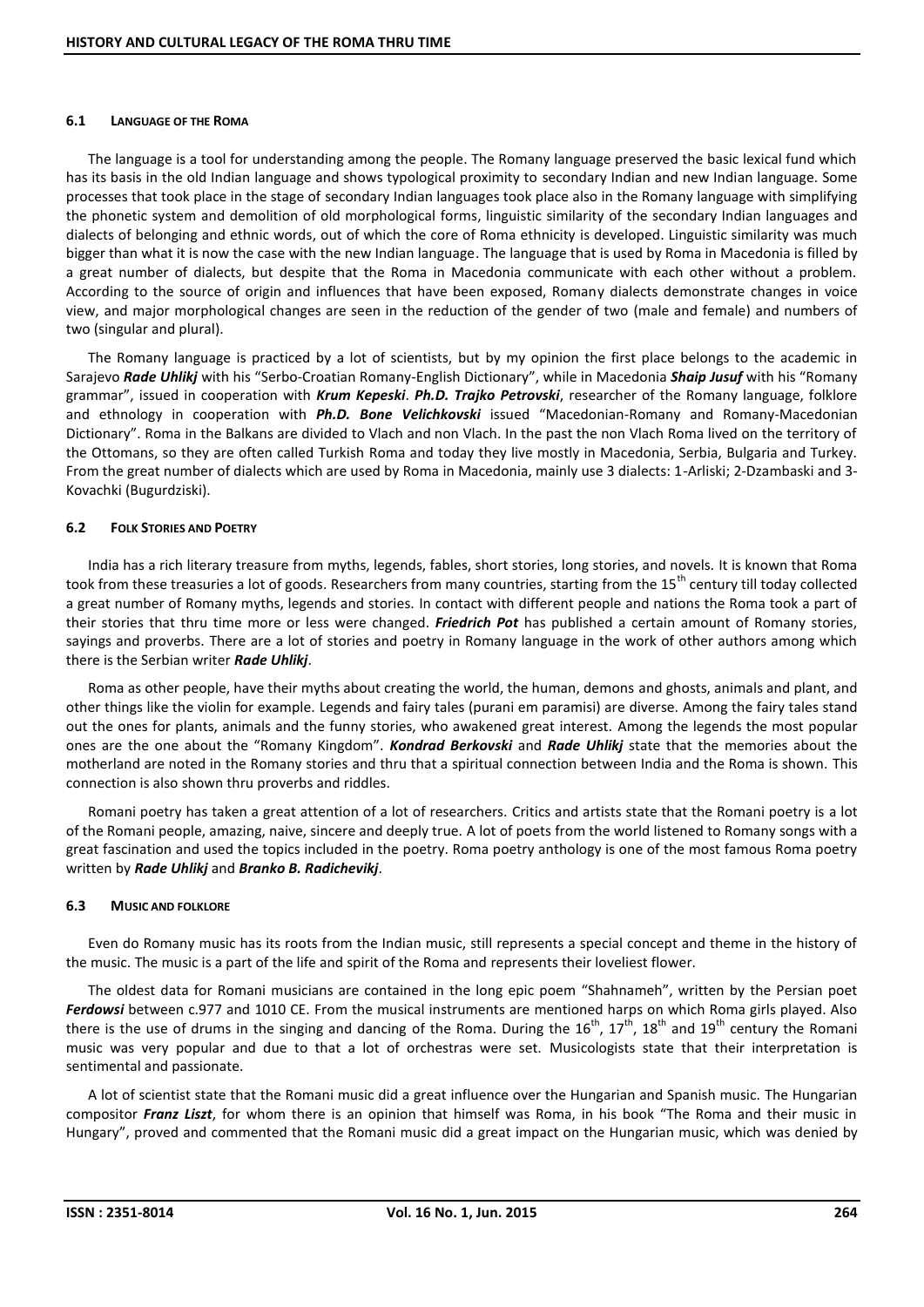### 6.1 Language of the Roma

The language is a tool for understanding among the people. The Romany language preserved the basic lexical fund which has its basis in the old Indian language and shows typological proximity to secondary Indian and new Indian language. Some processes that took place in the stage of secondary Indian languages took place also in the Romany language with simplifying the phonetic system and demolition of old morphological forms, linguistic similarity of the secondary Indian languages and dialects of belonging and ethnic words, out of which the core of Roma ethnicity is developed. Linguistic similarity was much bigger than what it is now the case with the new Indian language. The language that is used by Roma in Macedonia is filled by a great number of dialects, but despite that the Roma in Macedonia communicate with each other without a problem. According to the source of origin and influences that have been exposed, Romany dialects demonstrate changes in voice view, and major morphological changes are seen in the reduction of the gender of two (male and female) and numbers of two (singular and plural).

The Romany language is practiced by a lot of scientists, but by my opinion the first place belongs to the academic in Sarajevo ***Rade Uhlikj*** with his "Serbo-Croatian Romany-English Dictionary", while in Macedonia ***Shaip Jusuf*** with his "Romany grammar", issued in cooperation with ***Krum Kepeski***. ***Ph.D. Trajko Petrovski***, researcher of the Romany language, folklore and ethnology in cooperation with ***Ph.D. Bone Velichkovski*** issued "Macedonian-Romany and Romany-Macedonian Dictionary". Roma in the Balkans are divided to Vlach and non Vlach. In the past the non Vlach Roma lived on the territory of the Ottomans, so they are often called Turkish Roma and today they live mostly in Macedonia, Serbia, Bulgaria and Turkey. From the great number of dialects which are used by Roma in Macedonia, mainly use 3 dialects: 1-Arliski; 2-Dzambaski and 3-Kovachki (Bugurdziski).

### 6.2 Folk Stories and Poetry

India has a rich literary treasure from myths, legends, fables, short stories, long stories, and novels. It is known that Roma took from these treasuries a lot of goods. Researchers from many countries, starting from the 15th century till today collected a great number of Romany myths, legends and stories. In contact with different people and nations the Roma took a part of their stories that thru time more or less were changed. ***Friedrich Pot*** has published a certain amount of Romany stories, sayings and proverbs. There are a lot of stories and poetry in Romany language in the work of other authors among which there is the Serbian writer ***Rade Uhlikj***.

Roma as other people, have their myths about creating the world, the human, demons and ghosts, animals and plant, and other things like the violin for example. Legends and fairy tales (purani em paramisi) are diverse. Among the fairy tales stand out the ones for plants, animals and the funny stories, who awakened great interest. Among the legends the most popular ones are the one about the "Romany Kingdom". ***Kondrad Berkovski*** and ***Rade Uhlikj*** state that the memories about the motherland are noted in the Romany stories and thru that a spiritual connection between India and the Roma is shown. This connection is also shown thru proverbs and riddles.

Romani poetry has taken a great attention of a lot of researchers. Critics and artists state that the Romani poetry is a lot of the Romani people, amazing, naive, sincere and deeply true. A lot of poets from the world listened to Romany songs with a great fascination and used the topics included in the poetry. Roma poetry anthology is one of the most famous Roma poetry written by ***Rade Uhlikj*** and ***Branko B. Radichevikj***.

### 6.3 Music and folklore

Even do Romany music has its roots from the Indian music, still represents a special concept and theme in the history of the music. The music is a part of the life and spirit of the Roma and represents their loveliest flower.

The oldest data for Romani musicians are contained in the long epic poem "Shahnameh", written by the Persian poet ***Ferdowsi*** between c.977 and 1010 CE. From the musical instruments are mentioned harps on which Roma girls played. Also there is the use of drums in the singing and dancing of the Roma. During the 16th, 17th, 18th and 19th century the Romani music was very popular and due to that a lot of orchestras were set. Musicologists state that their interpretation is sentimental and passionate.

A lot of scientist state that the Romani music did a great influence over the Hungarian and Spanish music. The Hungarian compositor ***Franz Liszt***, for whom there is an opinion that himself was Roma, in his book "The Roma and their music in Hungary", proved and commented that the Romani music did a great impact on the Hungarian music, which was denied by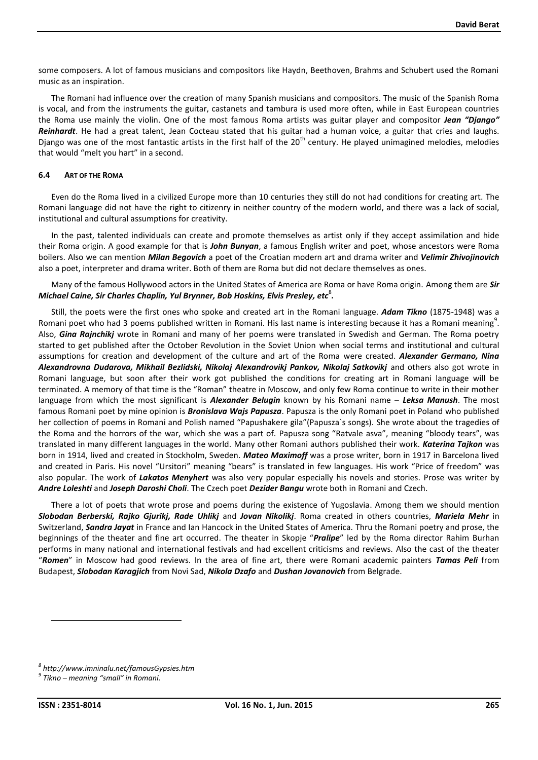some composers. A lot of famous musicians and compositors like Haydn, Beethoven, Brahms and Schubert used the Romani music as an inspiration.

The Romani had influence over the creation of many Spanish musicians and compositors. The music of the Spanish Roma is vocal, and from the instruments the guitar, castanets and tambura is used more often, while in East European countries the Roma use mainly the violin. One of the most famous Roma artists was guitar player and compositor ***Jean "Django" Reinhardt***. He had a great talent, Jean Cocteau stated that his guitar had a human voice, a guitar that cries and laughs. Django was one of the most fantastic artists in the first half of the 20th century. He played unimagined melodies, melodies that would "melt you hart" in a second.

### 6.4 Art of the Roma

Even do the Roma lived in a civilized Europe more than 10 centuries they still do not had conditions for creating art. The Romani language did not have the right to citizenry in neither country of the modern world, and there was a lack of social, institutional and cultural assumptions for creativity.

In the past, talented individuals can create and promote themselves as artist only if they accept assimilation and hide their Roma origin. A good example for that is ***John Bunyan***, a famous English writer and poet, whose ancestors were Roma boilers. Also we can mention ***Milan Begovich*** a poet of the Croatian modern art and drama writer and ***Velimir Zhivojinovich*** also a poet, interpreter and drama writer. Both of them are Roma but did not declare themselves as ones.

Many of the famous Hollywood actors in the United States of America are Roma or have Roma origin. Among them are ***Sir Michael Caine, Sir Charles Chaplin, Yul Brynner, Bob Hoskins, Elvis Presley, etc***[8].

Still, the poets were the first ones who spoke and created art in the Romani language. ***Adam Tikno*** (1875-1948) was a Romani poet who had 3 poems published written in Romani. His last name is interesting because it has a Romani meaning[9]. Also, ***Gina Rajnchikj*** wrote in Romani and many of her poems were translated in Swedish and German. The Roma poetry started to get published after the October Revolution in the Soviet Union when social terms and institutional and cultural assumptions for creation and development of the culture and art of the Roma were created. ***Alexander Germano, Nina Alexandrovna Dudarova, Mikhail Bezlidski, Nikolaj Alexandrovikj Pankov, Nikolaj Satkovikj*** and others also got wrote in Romani language, but soon after their work got published the conditions for creating art in Romani language will be terminated. A memory of that time is the "Roman" theatre in Moscow, and only few Roma continue to write in their mother language from which the most significant is ***Alexander Belugin*** known by his Romani name – ***Leksa Manush***. The most famous Romani poet by mine opinion is ***Bronislava Wajs Papusza***. Papusza is the only Romani poet in Poland who published her collection of poems in Romani and Polish named "Papushakere gila"(Papusza`s songs). She wrote about the tragedies of the Roma and the horrors of the war, which she was a part of. Papusza song "Ratvale asva", meaning "bloody tears", was translated in many different languages in the world. Many other Romani authors published their work. ***Katerina Tajkon*** was born in 1914, lived and created in Stockholm, Sweden. ***Mateo Maximoff*** was a prose writer, born in 1917 in Barcelona lived and created in Paris. His novel "Ursitori" meaning "bears" is translated in few languages. His work "Price of freedom" was also popular. The work of ***Lakatos Menyhert*** was also very popular especially his novels and stories. Prose was writer by ***Andre Loleshti*** and ***Joseph Daroshi Choli***. The Czech poet ***Dezider Bangu*** wrote both in Romani and Czech.

There a lot of poets that wrote prose and poems during the existence of Yugoslavia. Among them we should mention ***Slobodan Berberski, Rajko Gjurikj, Rade Uhlikj*** and ***Jovan Nikolikj***. Roma created in others countries, ***Mariela Mehr*** in Switzerland, ***Sandra Jayat*** in France and Ian Hancock in the United States of America. Thru the Romani poetry and prose, the beginnings of the theater and fine art occurred. The theater in Skopje "***Pralipe***" led by the Roma director Rahim Burhan performs in many national and international festivals and had excellent criticisms and reviews. Also the cast of the theater "***Romen***" in Moscow had good reviews. In the area of fine art, there were Romani academic painters ***Tamas Peli*** from Budapest, ***Slobodan Karagjich*** from Novi Sad, ***Nikola Dzafo*** and ***Dushan Jovanovich*** from Belgrade.

---

*[8] http://www.imninalu.net/famousGypsies.htm*

*[9] Tikno – meaning "small" in Romani.*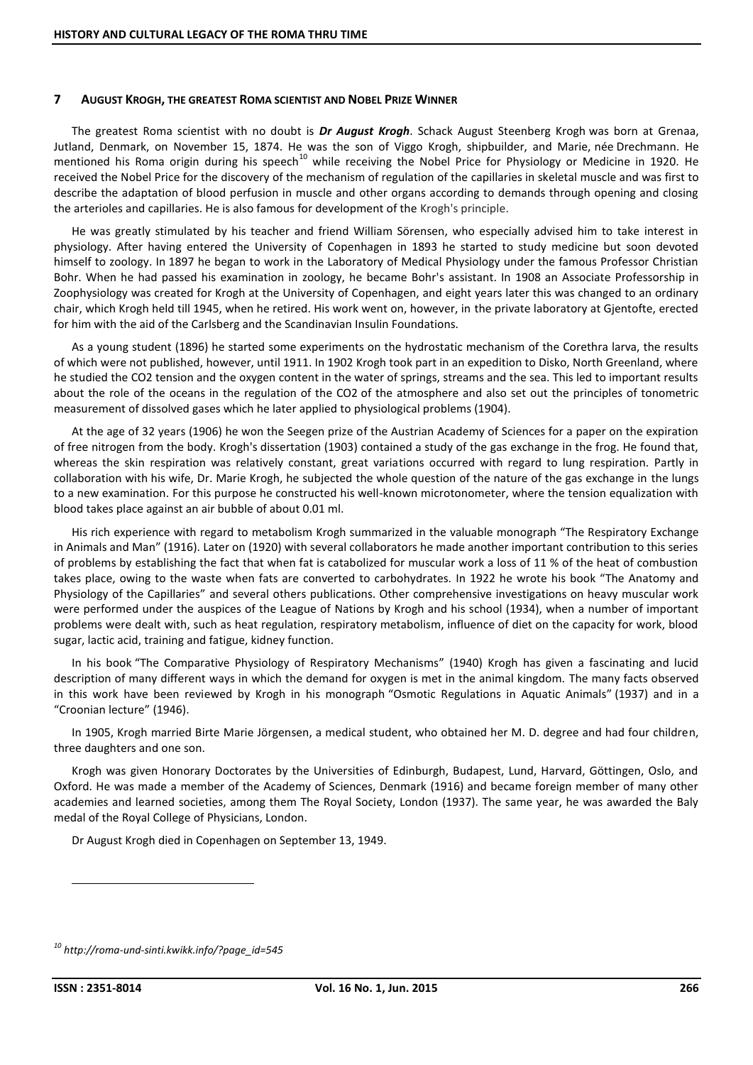## 7 AUGUST KROGH, THE GREATEST ROMA SCIENTIST AND NOBEL PRIZE WINNER

The greatest Roma scientist with no doubt is ***Dr August Krogh***. Schack August Steenberg Krogh was born at Grenaa, Jutland, Denmark, on November 15, 1874. He was the son of Viggo Krogh, shipbuilder, and Marie, née Drechmann. He mentioned his Roma origin during his speech[10] while receiving the Nobel Price for Physiology or Medicine in 1920. He received the Nobel Price for the discovery of the mechanism of regulation of the capillaries in skeletal muscle and was first to describe the adaptation of blood perfusion in muscle and other organs according to demands through opening and closing the arterioles and capillaries. He is also famous for development of the Krogh's principle.

He was greatly stimulated by his teacher and friend William Sörensen, who especially advised him to take interest in physiology. After having entered the University of Copenhagen in 1893 he started to study medicine but soon devoted himself to zoology. In 1897 he began to work in the Laboratory of Medical Physiology under the famous Professor Christian Bohr. When he had passed his examination in zoology, he became Bohr's assistant. In 1908 an Associate Professorship in Zoophysiology was created for Krogh at the University of Copenhagen, and eight years later this was changed to an ordinary chair, which Krogh held till 1945, when he retired. His work went on, however, in the private laboratory at Gjentofte, erected for him with the aid of the Carlsberg and the Scandinavian Insulin Foundations.

As a young student (1896) he started some experiments on the hydrostatic mechanism of the Corethra larva, the results of which were not published, however, until 1911. In 1902 Krogh took part in an expedition to Disko, North Greenland, where he studied the $CO_2$ tension and the oxygen content in the water of springs, streams and the sea. This led to important results about the role of the oceans in the regulation of the $CO_2$ of the atmosphere and also set out the principles of tonometric measurement of dissolved gases which he later applied to physiological problems (1904).

At the age of 32 years (1906) he won the Seegen prize of the Austrian Academy of Sciences for a paper on the expiration of free nitrogen from the body. Krogh's dissertation (1903) contained a study of the gas exchange in the frog. He found that, whereas the skin respiration was relatively constant, great variations occurred with regard to lung respiration. Partly in collaboration with his wife, Dr. Marie Krogh, he subjected the whole question of the nature of the gas exchange in the lungs to a new examination. For this purpose he constructed his well-known microtonometer, where the tension equalization with blood takes place against an air bubble of about 0.01 ml.

His rich experience with regard to metabolism Krogh summarized in the valuable monograph "The Respiratory Exchange in Animals and Man" (1916). Later on (1920) with several collaborators he made another important contribution to this series of problems by establishing the fact that when fat is catabolized for muscular work a loss of 11 % of the heat of combustion takes place, owing to the waste when fats are converted to carbohydrates. In 1922 he wrote his book "The Anatomy and Physiology of the Capillaries" and several others publications. Other comprehensive investigations on heavy muscular work were performed under the auspices of the League of Nations by Krogh and his school (1934), when a number of important problems were dealt with, such as heat regulation, respiratory metabolism, influence of diet on the capacity for work, blood sugar, lactic acid, training and fatigue, kidney function.

In his book "The Comparative Physiology of Respiratory Mechanisms" (1940) Krogh has given a fascinating and lucid description of many different ways in which the demand for oxygen is met in the animal kingdom. The many facts observed in this work have been reviewed by Krogh in his monograph "Osmotic Regulations in Aquatic Animals" (1937) and in a "Croonian lecture" (1946).

In 1905, Krogh married Birte Marie Jörgensen, a medical student, who obtained her M. D. degree and had four children, three daughters and one son.

Krogh was given Honorary Doctorates by the Universities of Edinburgh, Budapest, Lund, Harvard, Göttingen, Oslo, and Oxford. He was made a member of the Academy of Sciences, Denmark (1916) and became foreign member of many other academies and learned societies, among them The Royal Society, London (1937). The same year, he was awarded the Baly medal of the Royal College of Physicians, London.

Dr August Krogh died in Copenhagen on September 13, 1949.

---

[10] *http://roma-und-sinti.kwikk.info/?page_id=545*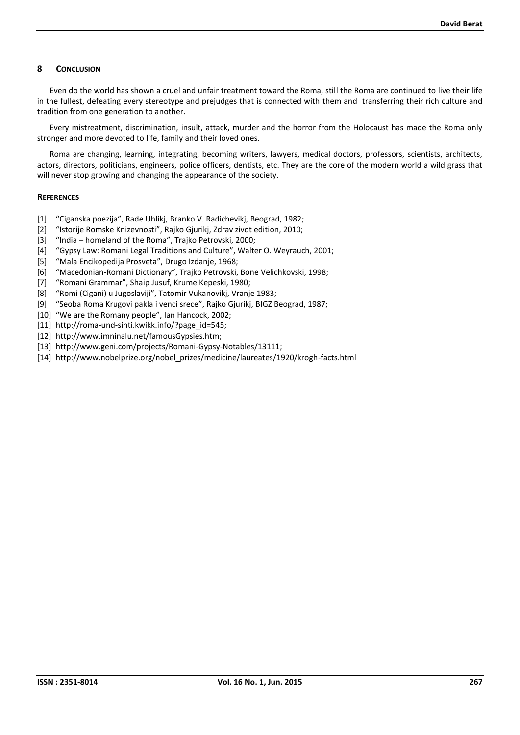## 8 CONCLUSION

Even do the world has shown a cruel and unfair treatment toward the Roma, still the Roma are continued to live their life in the fullest, defeating every stereotype and prejudges that is connected with them and transferring their rich culture and tradition from one generation to another.

Every mistreatment, discrimination, insult, attack, murder and the horror from the Holocaust has made the Roma only stronger and more devoted to life, family and their loved ones.

Roma are changing, learning, integrating, becoming writers, lawyers, medical doctors, professors, scientists, architects, actors, directors, politicians, engineers, police officers, dentists, etc. They are the core of the modern world a wild grass that will never stop growing and changing the appearance of the society.

## REFERENCES

[1] "Ciganska poezija", Rade Uhlikj, Branko V. Radichevikj, Beograd, 1982;
[2] "Istorije Romske Knizevnosti", Rajko Gjurikj, Zdrav zivot edition, 2010;
[3] "India – homeland of the Roma", Trajko Petrovski, 2000;
[4] "Gypsy Law: Romani Legal Traditions and Culture", Walter O. Weyrauch, 2001;
[5] "Mala Encikopedija Prosveta", Drugo Izdanje, 1968;
[6] "Macedonian-Romani Dictionary", Trajko Petrovski, Bone Velichkovski, 1998;
[7] "Romani Grammar", Shaip Jusuf, Krume Kepeski, 1980;
[8] "Romi (Cigani) u Jugoslaviji", Tatomir Vukanovikj, Vranje 1983;
[9] "Seoba Roma Krugovi pakla i venci srece", Rajko Gjurikj, BIGZ Beograd, 1987;
[10] "We are the Romany people", Ian Hancock, 2002;
[11] http://roma-und-sinti.kwikk.info/?page_id=545;
[12] http://www.imninalu.net/famousGypsies.htm;
[13] http://www.geni.com/projects/Romani-Gypsy-Notables/13111;
[14] http://www.nobelprize.org/nobel_prizes/medicine/laureates/1920/krogh-facts.html